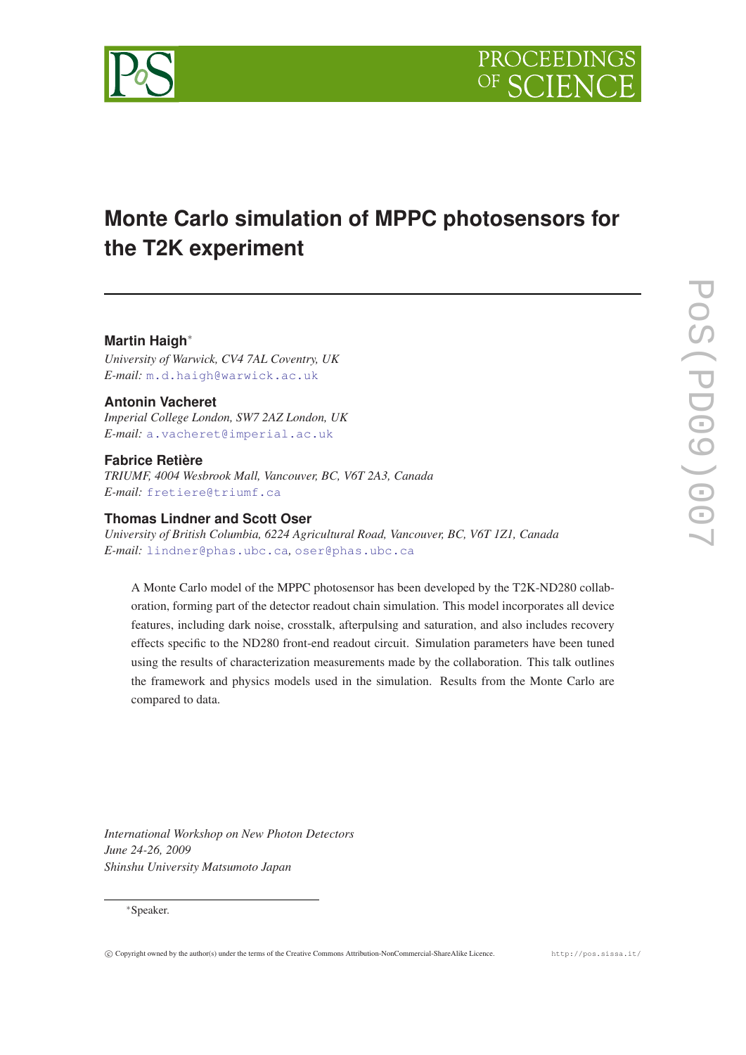# Monte Carlo simulation of MPPC photosensors for the T2K experiment

**Martin Haigh***
*University of Warwick, CV4 7AL Coventry, UK*
*E-mail:* m.d.haigh@warwick.ac.uk

**Antonin Vacheret**
*Imperial College London, SW7 2AZ London, UK*
*E-mail:* a.vacheret@imperial.ac.uk

**Fabrice Retière**
*TRIUMF, 4004 Wesbrook Mall, Vancouver, BC, V6T 2A3, Canada*
*E-mail:* fretiere@triumf.ca

**Thomas Lindner and Scott Oser**
*University of British Columbia, 6224 Agricultural Road, Vancouver, BC, V6T 1Z1, Canada*
*E-mail:* lindner@phas.ubc.ca, oser@phas.ubc.ca

A Monte Carlo model of the MPPC photosensor has been developed by the T2K-ND280 collaboration, forming part of the detector readout chain simulation. This model incorporates all device features, including dark noise, crosstalk, afterpulsing and saturation, and also includes recovery effects specific to the ND280 front-end readout circuit. Simulation parameters have been tuned using the results of characterization measurements made by the collaboration. This talk outlines the framework and physics models used in the simulation. Results from the Monte Carlo are compared to data.

*International Workshop on New Photon Detectors*
*June 24-26, 2009*
*Shinshu University Matsumoto Japan*

*Speaker.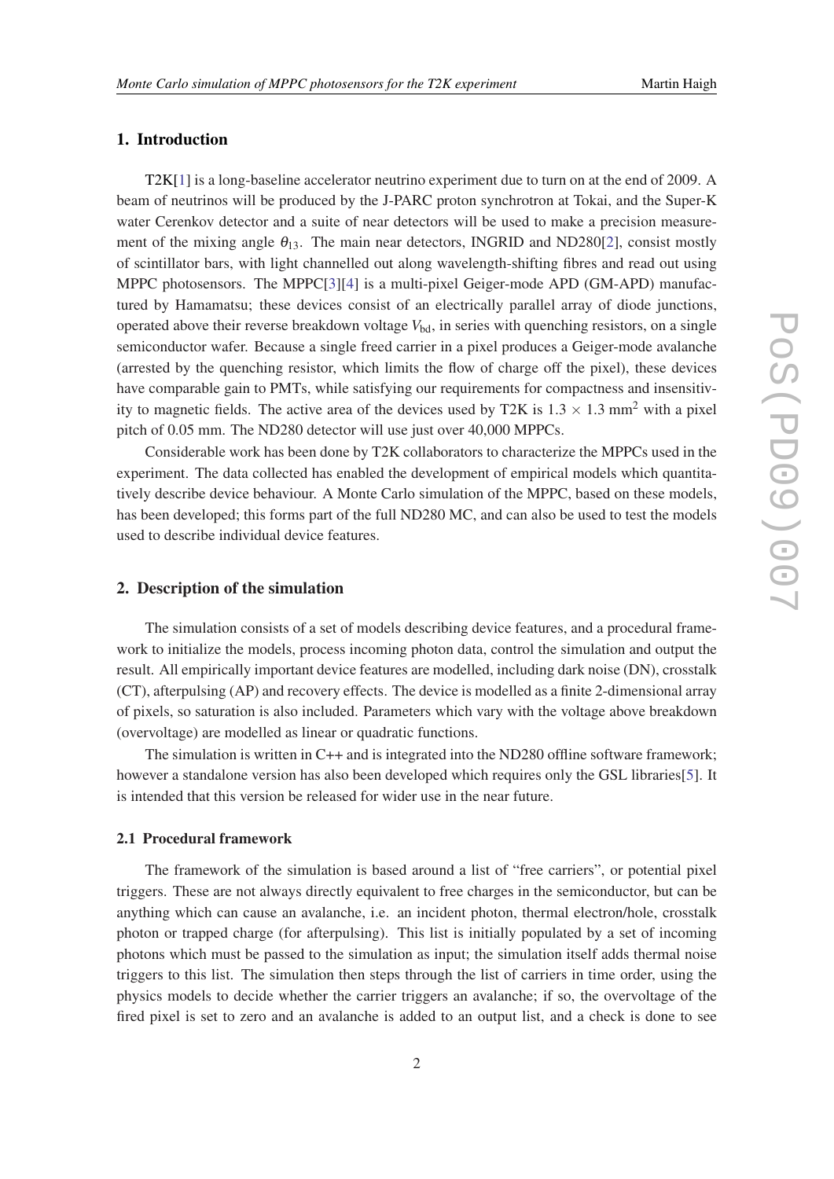## 1. Introduction

T2K[1] is a long-baseline accelerator neutrino experiment due to turn on at the end of 2009. A beam of neutrinos will be produced by the J-PARC proton synchrotron at Tokai, and the Super-K water Cerenkov detector and a suite of near detectors will be used to make a precision measurement of the mixing angle $\theta_{13}$. The main near detectors, INGRID and ND280[2], consist mostly of scintillator bars, with light channelled out along wavelength-shifting fibres and read out using MPPC photosensors. The MPPC[3][4] is a multi-pixel Geiger-mode APD (GM-APD) manufactured by Hamamatsu; these devices consist of an electrically parallel array of diode junctions, operated above their reverse breakdown voltage $V_{\text{bd}}$, in series with quenching resistors, on a single semiconductor wafer. Because a single freed carrier in a pixel produces a Geiger-mode avalanche (arrested by the quenching resistor, which limits the flow of charge off the pixel), these devices have comparable gain to PMTs, while satisfying our requirements for compactness and insensitivity to magnetic fields. The active area of the devices used by T2K is $1.3 \times 1.3$ mm$^2$ with a pixel pitch of 0.05 mm. The ND280 detector will use just over 40,000 MPPCs.

Considerable work has been done by T2K collaborators to characterize the MPPCs used in the experiment. The data collected has enabled the development of empirical models which quantitatively describe device behaviour. A Monte Carlo simulation of the MPPC, based on these models, has been developed; this forms part of the full ND280 MC, and can also be used to test the models used to describe individual device features.

## 2. Description of the simulation

The simulation consists of a set of models describing device features, and a procedural framework to initialize the models, process incoming photon data, control the simulation and output the result. All empirically important device features are modelled, including dark noise (DN), crosstalk (CT), afterpulsing (AP) and recovery effects. The device is modelled as a finite 2-dimensional array of pixels, so saturation is also included. Parameters which vary with the voltage above breakdown (overvoltage) are modelled as linear or quadratic functions.

The simulation is written in C++ and is integrated into the ND280 offline software framework; however a standalone version has also been developed which requires only the GSL libraries[5]. It is intended that this version be released for wider use in the near future.

### 2.1 Procedural framework

The framework of the simulation is based around a list of "free carriers", or potential pixel triggers. These are not always directly equivalent to free charges in the semiconductor, but can be anything which can cause an avalanche, i.e. an incident photon, thermal electron/hole, crosstalk photon or trapped charge (for afterpulsing). This list is initially populated by a set of incoming photons which must be passed to the simulation as input; the simulation itself adds thermal noise triggers to this list. The simulation then steps through the list of carriers in time order, using the physics models to decide whether the carrier triggers an avalanche; if so, the overvoltage of the fired pixel is set to zero and an avalanche is added to an output list, and a check is done to see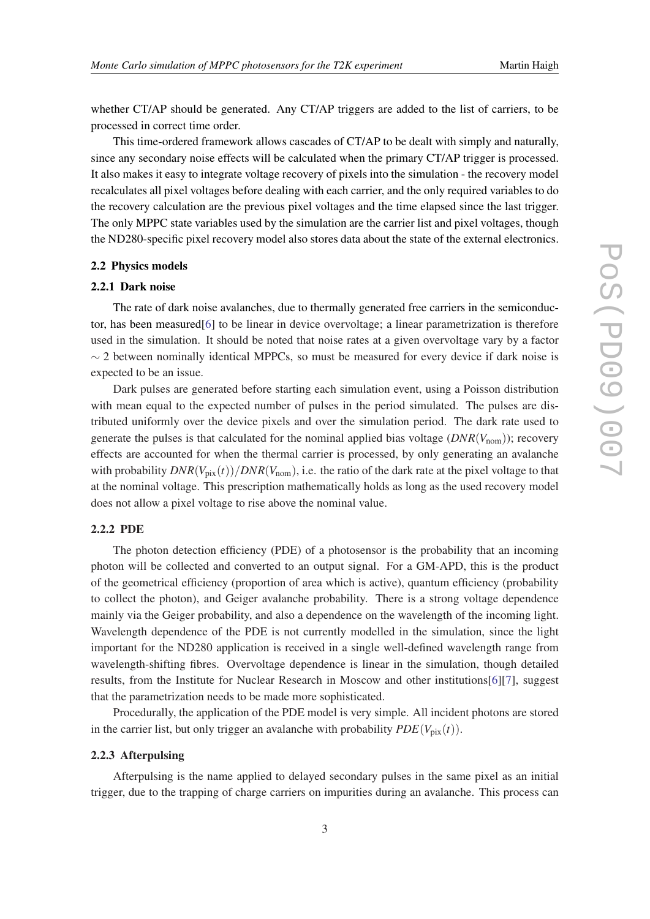whether CT/AP should be generated. Any CT/AP triggers are added to the list of carriers, to be processed in correct time order.

This time-ordered framework allows cascades of CT/AP to be dealt with simply and naturally, since any secondary noise effects will be calculated when the primary CT/AP trigger is processed. It also makes it easy to integrate voltage recovery of pixels into the simulation - the recovery model recalculates all pixel voltages before dealing with each carrier, and the only required variables to do the recovery calculation are the previous pixel voltages and the time elapsed since the last trigger. The only MPPC state variables used by the simulation are the carrier list and pixel voltages, though the ND280-specific pixel recovery model also stores data about the state of the external electronics.

### 2.2 Physics models

#### 2.2.1 Dark noise

The rate of dark noise avalanches, due to thermally generated free carriers in the semiconductor, has been measured[6] to be linear in device overvoltage; a linear parametrization is therefore used in the simulation. It should be noted that noise rates at a given overvoltage vary by a factor $\sim 2$ between nominally identical MPPCs, so must be measured for every device if dark noise is expected to be an issue.

Dark pulses are generated before starting each simulation event, using a Poisson distribution with mean equal to the expected number of pulses in the period simulated. The pulses are distributed uniformly over the device pixels and over the simulation period. The dark rate used to generate the pulses is that calculated for the nominal applied bias voltage ($DNR(V_{\text{nom}})$); recovery effects are accounted for when the thermal carrier is processed, by only generating an avalanche with probability $DNR(V_{\text{pix}}(t))/DNR(V_{\text{nom}})$, i.e. the ratio of the dark rate at the pixel voltage to that at the nominal voltage. This prescription mathematically holds as long as the used recovery model does not allow a pixel voltage to rise above the nominal value.

#### 2.2.2 PDE

The photon detection efficiency (PDE) of a photosensor is the probability that an incoming photon will be collected and converted to an output signal. For a GM-APD, this is the product of the geometrical efficiency (proportion of area which is active), quantum efficiency (probability to collect the photon), and Geiger avalanche probability. There is a strong voltage dependence mainly via the Geiger probability, and also a dependence on the wavelength of the incoming light. Wavelength dependence of the PDE is not currently modelled in the simulation, since the light important for the ND280 application is received in a single well-defined wavelength range from wavelength-shifting fibres. Overvoltage dependence is linear in the simulation, though detailed results, from the Institute for Nuclear Research in Moscow and other institutions[6][7], suggest that the parametrization needs to be made more sophisticated.

Procedurally, the application of the PDE model is very simple. All incident photons are stored in the carrier list, but only trigger an avalanche with probability $PDE(V_{\text{pix}}(t))$.

#### 2.2.3 Afterpulsing

Afterpulsing is the name applied to delayed secondary pulses in the same pixel as an initial trigger, due to the trapping of charge carriers on impurities during an avalanche. This process can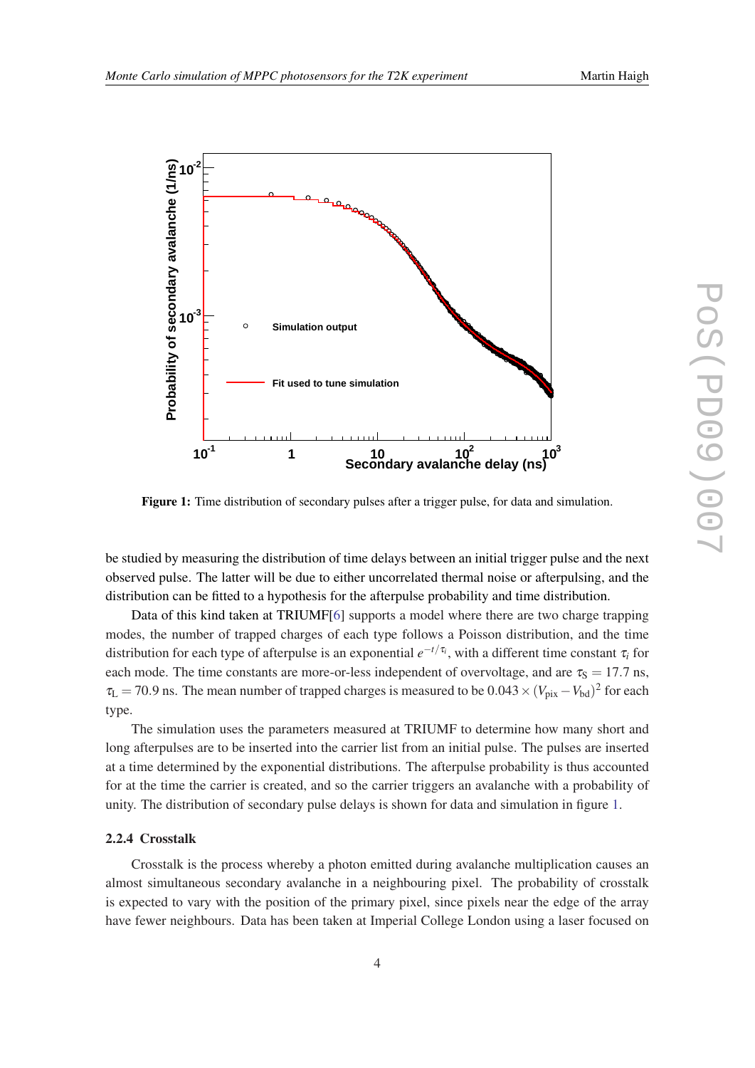Probability of secondary avalanche (1/ns)

$10^{-2}$

$10^{-3}$

Simulation output

Fit used to tune simulation

$10^{-1}$ 1 10 $10^{2}$ $10^{3}$

Secondary avalanche delay (ns)

**Figure 1:** Time distribution of secondary pulses after a trigger pulse, for data and simulation.

be studied by measuring the distribution of time delays between an initial trigger pulse and the next observed pulse. The latter will be due to either uncorrelated thermal noise or afterpulsing, and the distribution can be fitted to a hypothesis for the afterpulse probability and time distribution.

Data of this kind taken at TRIUMF[6] supports a model where there are two charge trapping modes, the number of trapped charges of each type follows a Poisson distribution, and the time distribution for each type of afterpulse is an exponential $e^{-t/\tau_i}$, with a different time constant $\tau_i$ for each mode. The time constants are more-or-less independent of overvoltage, and are $\tau_S = 17.7$ ns, $\tau_L = 70.9$ ns. The mean number of trapped charges is measured to be $0.043 \times (V_{pix} - V_{bd})^2$ for each type.

The simulation uses the parameters measured at TRIUMF to determine how many short and long afterpulses are to be inserted into the carrier list from an initial pulse. The pulses are inserted at a time determined by the exponential distributions. The afterpulse probability is thus accounted for at the time the carrier is created, and so the carrier triggers an avalanche with a probability of unity. The distribution of secondary pulse delays is shown for data and simulation in figure 1.

#### 2.2.4 Crosstalk

Crosstalk is the process whereby a photon emitted during avalanche multiplication causes an almost simultaneous secondary avalanche in a neighbouring pixel. The probability of crosstalk is expected to vary with the position of the primary pixel, since pixels near the edge of the array have fewer neighbours. Data has been taken at Imperial College London using a laser focused on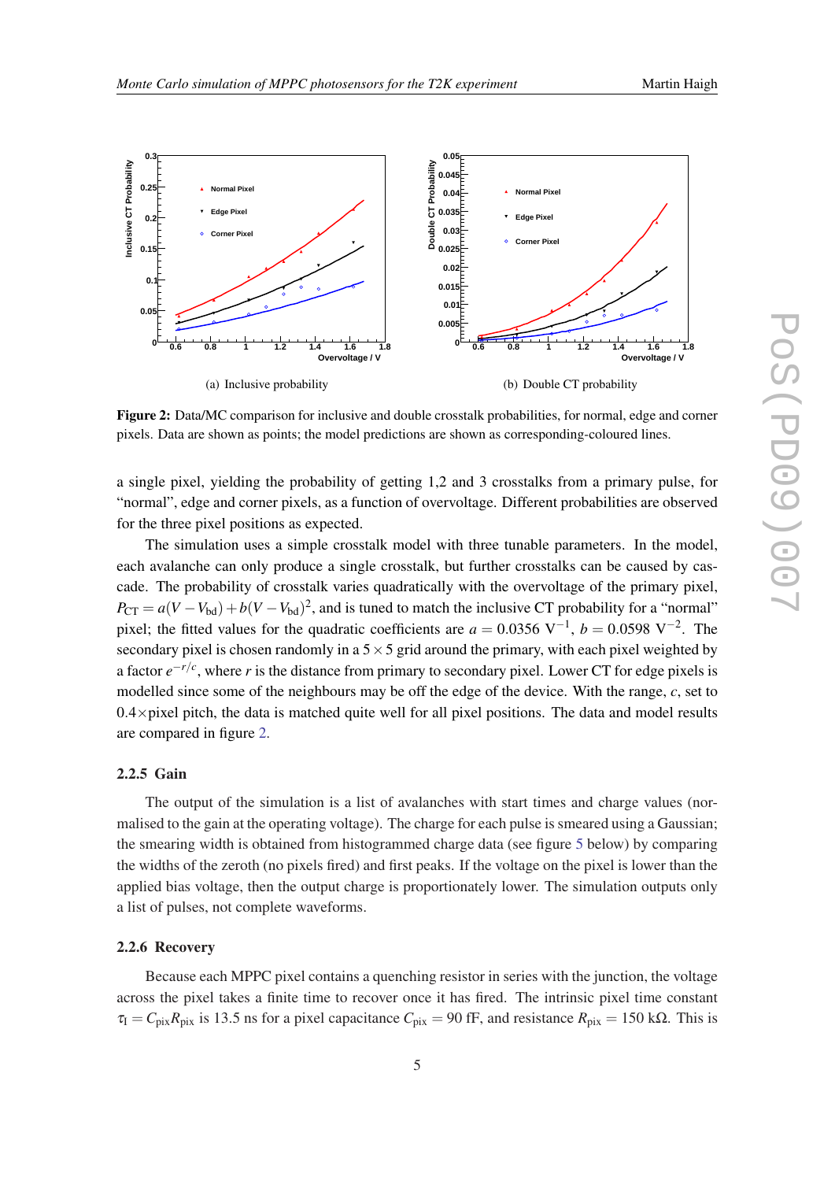Inclusive CT Probability

0.3
0.25
0.2
0.15
0.1
0.05
0

Normal Pixel
Edge Pixel
Corner Pixel

0.6 0.8 1 1.2 1.4 1.6 1.8
Overvoltage / V

(a) Inclusive probability

Double CT Probability

0.05
0.045
0.04
0.035
0.03
0.025
0.02
0.015
0.01
0.005
0

Normal Pixel
Edge Pixel
Corner Pixel

0.6 0.8 1 1.2 1.4 1.6 1.8
Overvoltage / V

(b) Double CT probability

**Figure 2:** Data/MC comparison for inclusive and double crosstalk probabilities, for normal, edge and corner pixels. Data are shown as points; the model predictions are shown as corresponding-coloured lines.

a single pixel, yielding the probability of getting 1,2 and 3 crosstalks from a primary pulse, for "normal", edge and corner pixels, as a function of overvoltage. Different probabilities are observed for the three pixel positions as expected.

The simulation uses a simple crosstalk model with three tunable parameters. In the model, each avalanche can only produce a single crosstalk, but further crosstalks can be caused by cascade. The probability of crosstalk varies quadratically with the overvoltage of the primary pixel, $P_{\mathrm{CT}} = a(V - V_{\mathrm{bd}}) + b(V - V_{\mathrm{bd}})^2$, and is tuned to match the inclusive CT probability for a "normal" pixel; the fitted values for the quadratic coefficients are $a = 0.0356\ \mathrm{V}^{-1}$, $b = 0.0598\ \mathrm{V}^{-2}$. The secondary pixel is chosen randomly in a $5 \times 5$ grid around the primary, with each pixel weighted by a factor $e^{-r/c}$, where $r$ is the distance from primary to secondary pixel. Lower CT for edge pixels is modelled since some of the neighbours may be off the edge of the device. With the range, $c$, set to $0.4\times$pixel pitch, the data is matched quite well for all pixel positions. The data and model results are compared in figure 2.

### 2.2.5 Gain

The output of the simulation is a list of avalanches with start times and charge values (normalised to the gain at the operating voltage). The charge for each pulse is smeared using a Gaussian; the smearing width is obtained from histogrammed charge data (see figure 5 below) by comparing the widths of the zeroth (no pixels fired) and first peaks. If the voltage on the pixel is lower than the applied bias voltage, then the output charge is proportionately lower. The simulation outputs only a list of pulses, not complete waveforms.

### 2.2.6 Recovery

Because each MPPC pixel contains a quenching resistor in series with the junction, the voltage across the pixel takes a finite time to recover once it has fired. The intrinsic pixel time constant $\tau_{\mathrm{I}} = C_{\mathrm{pix}} R_{\mathrm{pix}}$ is 13.5 ns for a pixel capacitance $C_{\mathrm{pix}} = 90$ fF, and resistance $R_{\mathrm{pix}} = 150$ k$\Omega$. This is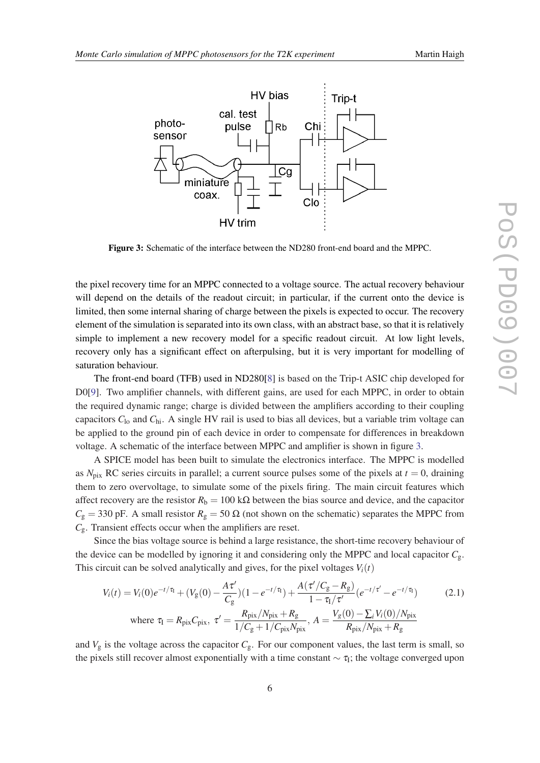HV bias
cal. test pulse
Rb
photo-sensor
Chi
Trip-t
Cg
miniature coax.
Clo
HV trim

**Figure 3:** Schematic of the interface between the ND280 front-end board and the MPPC.

the pixel recovery time for an MPPC connected to a voltage source. The actual recovery behaviour will depend on the details of the readout circuit; in particular, if the current onto the device is limited, then some internal sharing of charge between the pixels is expected to occur. The recovery element of the simulation is separated into its own class, with an abstract base, so that it is relatively simple to implement a new recovery model for a specific readout circuit. At low light levels, recovery only has a significant effect on afterpulsing, but it is very important for modelling of saturation behaviour.

The front-end board (TFB) used in ND280[8] is based on the Trip-t ASIC chip developed for D0[9]. Two amplifier channels, with different gains, are used for each MPPC, in order to obtain the required dynamic range; charge is divided between the amplifiers according to their coupling capacitors $C_{\text{lo}}$ and $C_{\text{hi}}$. A single HV rail is used to bias all devices, but a variable trim voltage can be applied to the ground pin of each device in order to compensate for differences in breakdown voltage. A schematic of the interface between MPPC and amplifier is shown in figure 3.

A SPICE model has been built to simulate the electronics interface. The MPPC is modelled as $N_{\text{pix}}$ RC series circuits in parallel; a current source pulses some of the pixels at $t = 0$, draining them to zero overvoltage, to simulate some of the pixels firing. The main circuit features which affect recovery are the resistor $R_{\text{b}} = 100$ k$\Omega$ between the bias source and device, and the capacitor $C_{\text{g}} = 330$ pF. A small resistor $R_{\text{g}} = 50\ \Omega$ (not shown on the schematic) separates the MPPC from $C_{\text{g}}$. Transient effects occur when the amplifiers are reset.

Since the bias voltage source is behind a large resistance, the short-time recovery behaviour of the device can be modelled by ignoring it and considering only the MPPC and local capacitor $C_{\text{g}}$. This circuit can be solved analytically and gives, for the pixel voltages $V_i(t)$

$$V_i(t) = V_i(0)e^{-t/\tau_1} + (V_g(0) - \frac{A\tau'}{C_{\text{g}}})(1 - e^{-t/\tau_1}) + \frac{A(\tau'/C_{\text{g}} - R_{\text{g}})}{1 - \tau_1/\tau'}(e^{-t/\tau'} - e^{-t/\tau_1}) \tag{2.1}$$

$$\text{where } \tau_1 = R_{\text{pix}}C_{\text{pix}},\ \tau' = \frac{R_{\text{pix}}/N_{\text{pix}} + R_{\text{g}}}{1/C_{\text{g}} + 1/C_{\text{pix}}N_{\text{pix}}},\ A = \frac{V_g(0) - \sum_i V_i(0)/N_{\text{pix}}}{R_{\text{pix}}/N_{\text{pix}} + R_{\text{g}}}$$

and $V_{\text{g}}$ is the voltage across the capacitor $C_{\text{g}}$. For our component values, the last term is small, so the pixels still recover almost exponentially with a time constant $\sim \tau_1$; the voltage converged upon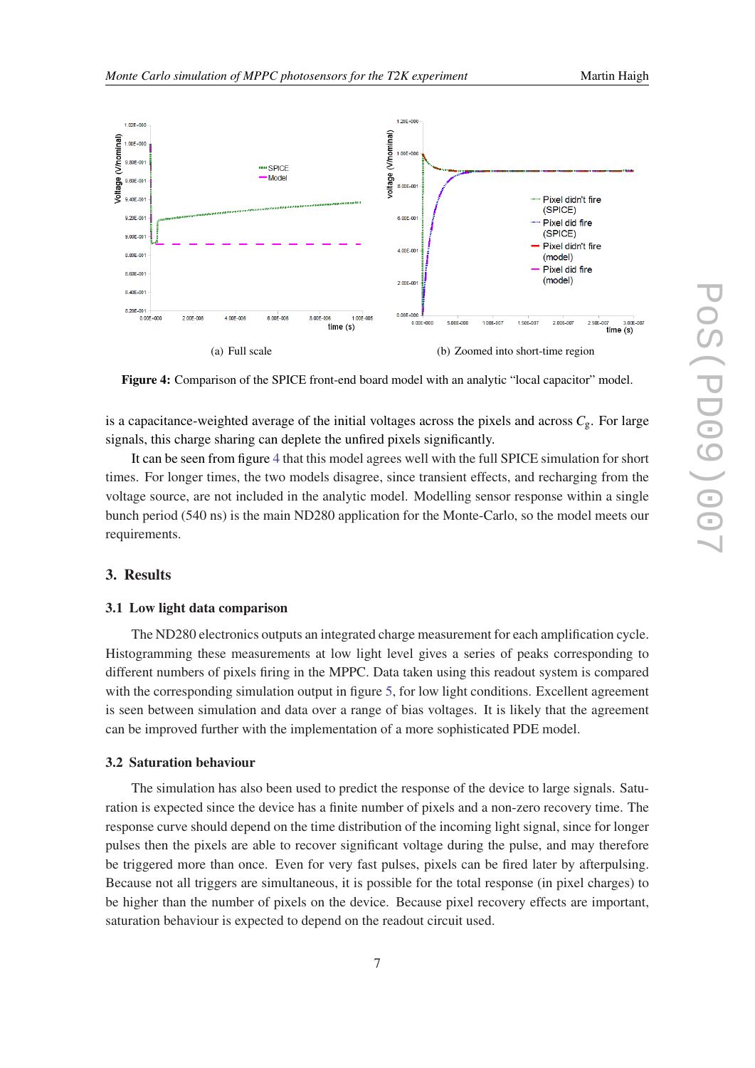(a) Full scale

(b) Zoomed into short-time region

**Figure 4:** Comparison of the SPICE front-end board model with an analytic "local capacitor" model.

is a capacitance-weighted average of the initial voltages across the pixels and across $C_g$. For large signals, this charge sharing can deplete the unfired pixels significantly.

It can be seen from figure 4 that this model agrees well with the full SPICE simulation for short times. For longer times, the two models disagree, since transient effects, and recharging from the voltage source, are not included in the analytic model. Modelling sensor response within a single bunch period (540 ns) is the main ND280 application for the Monte-Carlo, so the model meets our requirements.

## 3. Results

### 3.1 Low light data comparison

The ND280 electronics outputs an integrated charge measurement for each amplification cycle. Histogramming these measurements at low light level gives a series of peaks corresponding to different numbers of pixels firing in the MPPC. Data taken using this readout system is compared with the corresponding simulation output in figure 5, for low light conditions. Excellent agreement is seen between simulation and data over a range of bias voltages. It is likely that the agreement can be improved further with the implementation of a more sophisticated PDE model.

### 3.2 Saturation behaviour

The simulation has also been used to predict the response of the device to large signals. Saturation is expected since the device has a finite number of pixels and a non-zero recovery time. The response curve should depend on the time distribution of the incoming light signal, since for longer pulses then the pixels are able to recover significant voltage during the pulse, and may therefore be triggered more than once. Even for very fast pulses, pixels can be fired later by afterpulsing. Because not all triggers are simultaneous, it is possible for the total response (in pixel charges) to be higher than the number of pixels on the device. Because pixel recovery effects are important, saturation behaviour is expected to depend on the readout circuit used.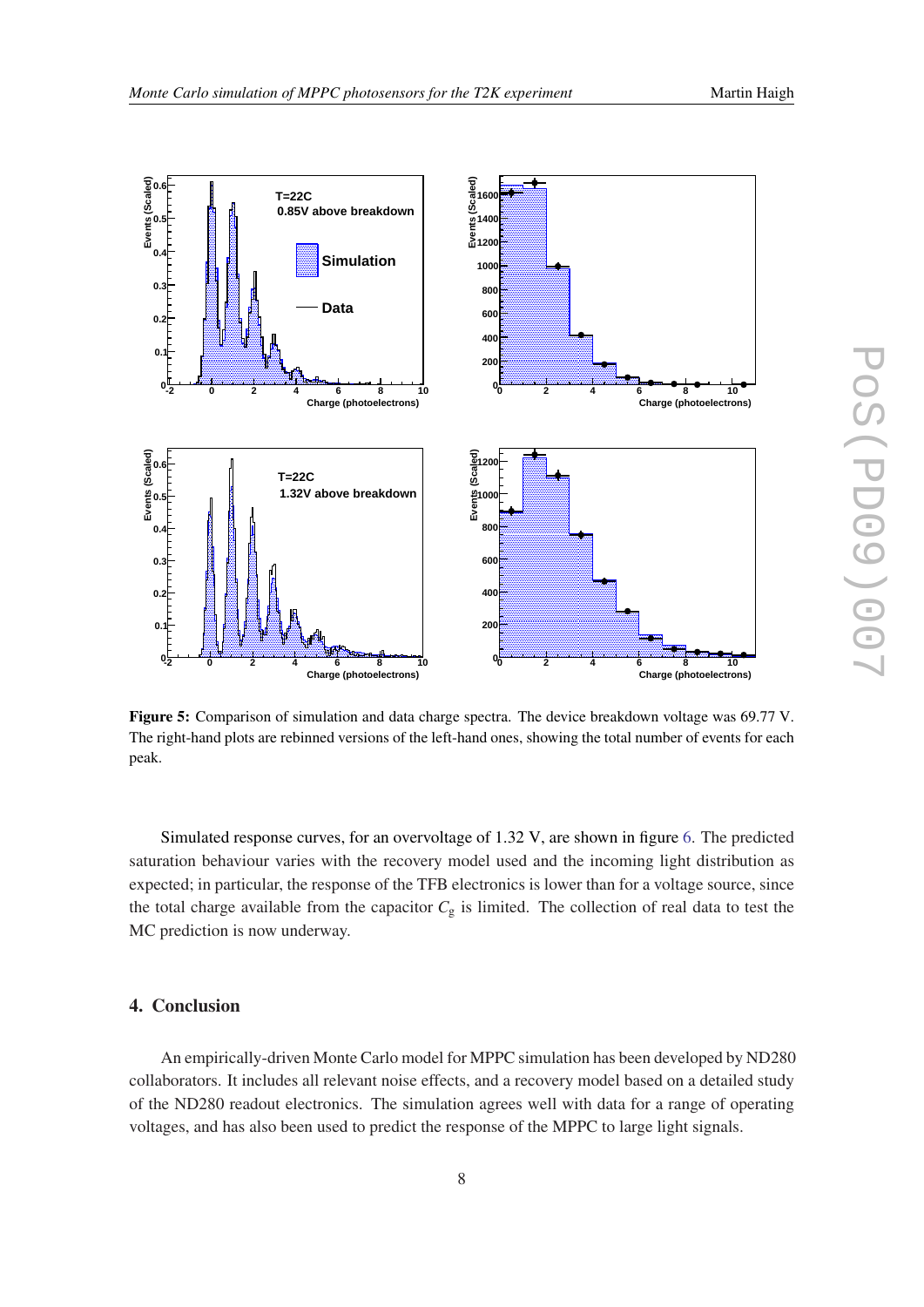**Figure 5:** Comparison of simulation and data charge spectra. The device breakdown voltage was 69.77 V. The right-hand plots are rebinned versions of the left-hand ones, showing the total number of events for each peak.

Simulated response curves, for an overvoltage of 1.32 V, are shown in figure 6. The predicted saturation behaviour varies with the recovery model used and the incoming light distribution as expected; in particular, the response of the TFB electronics is lower than for a voltage source, since the total charge available from the capacitor $C_g$ is limited. The collection of real data to test the MC prediction is now underway.

## 4. Conclusion

An empirically-driven Monte Carlo model for MPPC simulation has been developed by ND280 collaborators. It includes all relevant noise effects, and a recovery model based on a detailed study of the ND280 readout electronics. The simulation agrees well with data for a range of operating voltages, and has also been used to predict the response of the MPPC to large light signals.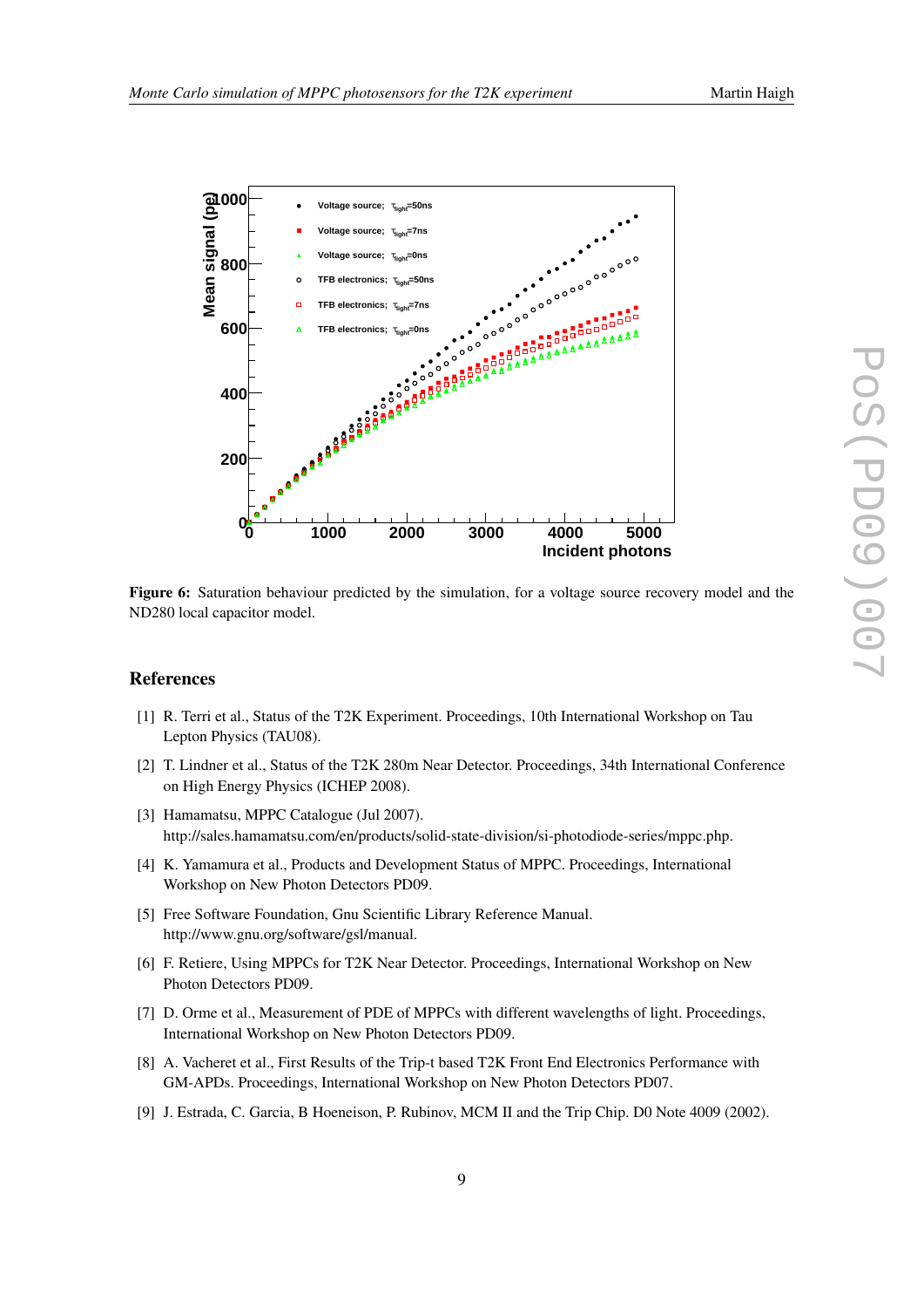Mean signal (pe)

1000
800
600
400
200
0

0
1000
2000
3000
4000
5000

Incident photons

Voltage source; $\tau_{light}$=50ns
Voltage source; $\tau_{light}$=7ns
Voltage source; $\tau_{light}$=0ns
TFB electronics; $\tau_{light}$=50ns
TFB electronics; $\tau_{light}$=7ns
TFB electronics; $\tau_{light}$=0ns

**Figure 6:** Saturation behaviour predicted by the simulation, for a voltage source recovery model and the ND280 local capacitor model.

## References

[1] R. Terri et al., Status of the T2K Experiment. Proceedings, 10th International Workshop on Tau Lepton Physics (TAU08).

[2] T. Lindner et al., Status of the T2K 280m Near Detector. Proceedings, 34th International Conference on High Energy Physics (ICHEP 2008).

[3] Hamamatsu, MPPC Catalogue (Jul 2007). http://sales.hamamatsu.com/en/products/solid-state-division/si-photodiode-series/mppc.php.

[4] K. Yamamura et al., Products and Development Status of MPPC. Proceedings, International Workshop on New Photon Detectors PD09.

[5] Free Software Foundation, Gnu Scientific Library Reference Manual. http://www.gnu.org/software/gsl/manual.

[6] F. Retiere, Using MPPCs for T2K Near Detector. Proceedings, International Workshop on New Photon Detectors PD09.

[7] D. Orme et al., Measurement of PDE of MPPCs with different wavelengths of light. Proceedings, International Workshop on New Photon Detectors PD09.

[8] A. Vacheret et al., First Results of the Trip-t based T2K Front End Electronics Performance with GM-APDs. Proceedings, International Workshop on New Photon Detectors PD07.

[9] J. Estrada, C. Garcia, B Hoeneison, P. Rubinov, MCM II and the Trip Chip. D0 Note 4009 (2002).